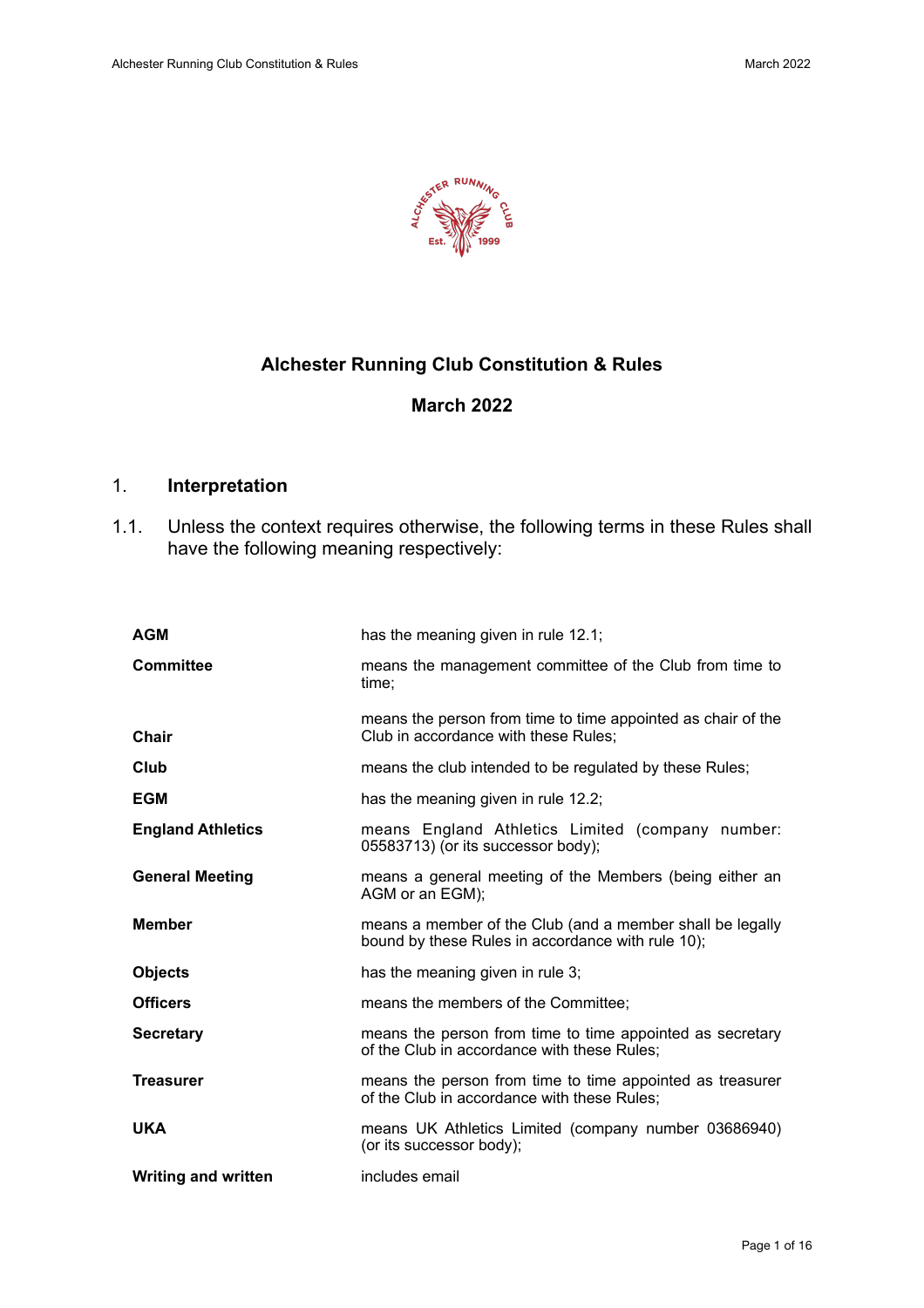# Alchester Running Club Constitution & Rules

## March 2022

## 1. Interpretation

1.1. Unless the context requires otherwise, the following terms in these Rules shall have the following meaning respectively:

| | |
|---|---|
| **AGM** | has the meaning given in rule 12.1; |
| **Committee** | means the management committee of the Club from time to time; |
| **Chair** | means the person from time to time appointed as chair of the Club in accordance with these Rules; |
| **Club** | means the club intended to be regulated by these Rules; |
| **EGM** | has the meaning given in rule 12.2; |
| **England Athletics** | means England Athletics Limited (company number: 05583713) (or its successor body); |
| **General Meeting** | means a general meeting of the Members (being either an AGM or an EGM); |
| **Member** | means a member of the Club (and a member shall be legally bound by these Rules in accordance with rule 10); |
| **Objects** | has the meaning given in rule 3; |
| **Officers** | means the members of the Committee; |
| **Secretary** | means the person from time to time appointed as secretary of the Club in accordance with these Rules; |
| **Treasurer** | means the person from time to time appointed as treasurer of the Club in accordance with these Rules; |
| **UKA** | means UK Athletics Limited (company number 03686940) (or its successor body); |
| **Writing and written** | includes email |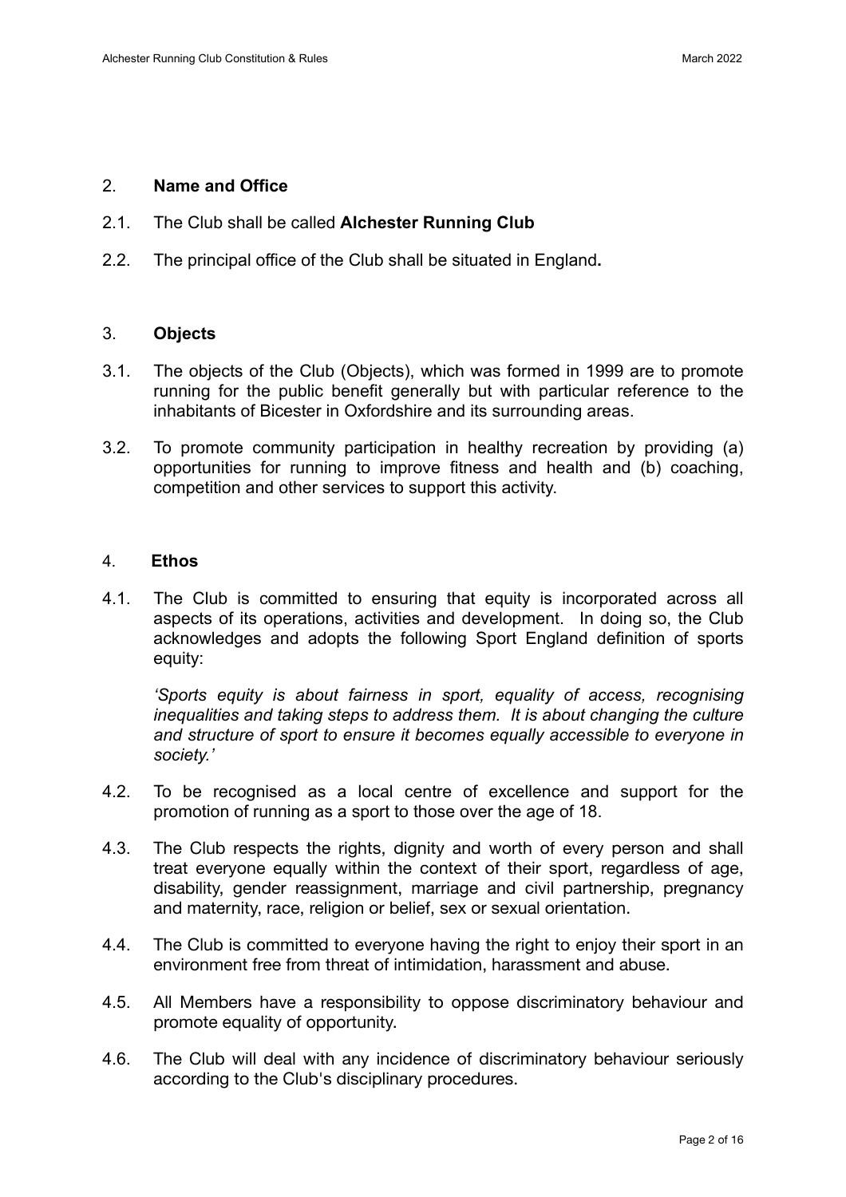## 2. Name and Office

2.1. The Club shall be called **Alchester Running Club**

2.2. The principal office of the Club shall be situated in England**.**

## 3. Objects

3.1. The objects of the Club (Objects), which was formed in 1999 are to promote running for the public benefit generally but with particular reference to the inhabitants of Bicester in Oxfordshire and its surrounding areas.

3.2. To promote community participation in healthy recreation by providing (a) opportunities for running to improve fitness and health and (b) coaching, competition and other services to support this activity.

## 4. Ethos

4.1. The Club is committed to ensuring that equity is incorporated across all aspects of its operations, activities and development. In doing so, the Club acknowledges and adopts the following Sport England definition of sports equity:

*'Sports equity is about fairness in sport, equality of access, recognising inequalities and taking steps to address them. It is about changing the culture and structure of sport to ensure it becomes equally accessible to everyone in society.'*

4.2. To be recognised as a local centre of excellence and support for the promotion of running as a sport to those over the age of 18.

4.3. The Club respects the rights, dignity and worth of every person and shall treat everyone equally within the context of their sport, regardless of age, disability, gender reassignment, marriage and civil partnership, pregnancy and maternity, race, religion or belief, sex or sexual orientation.

4.4. The Club is committed to everyone having the right to enjoy their sport in an environment free from threat of intimidation, harassment and abuse.

4.5. All Members have a responsibility to oppose discriminatory behaviour and promote equality of opportunity.

4.6. The Club will deal with any incidence of discriminatory behaviour seriously according to the Club's disciplinary procedures.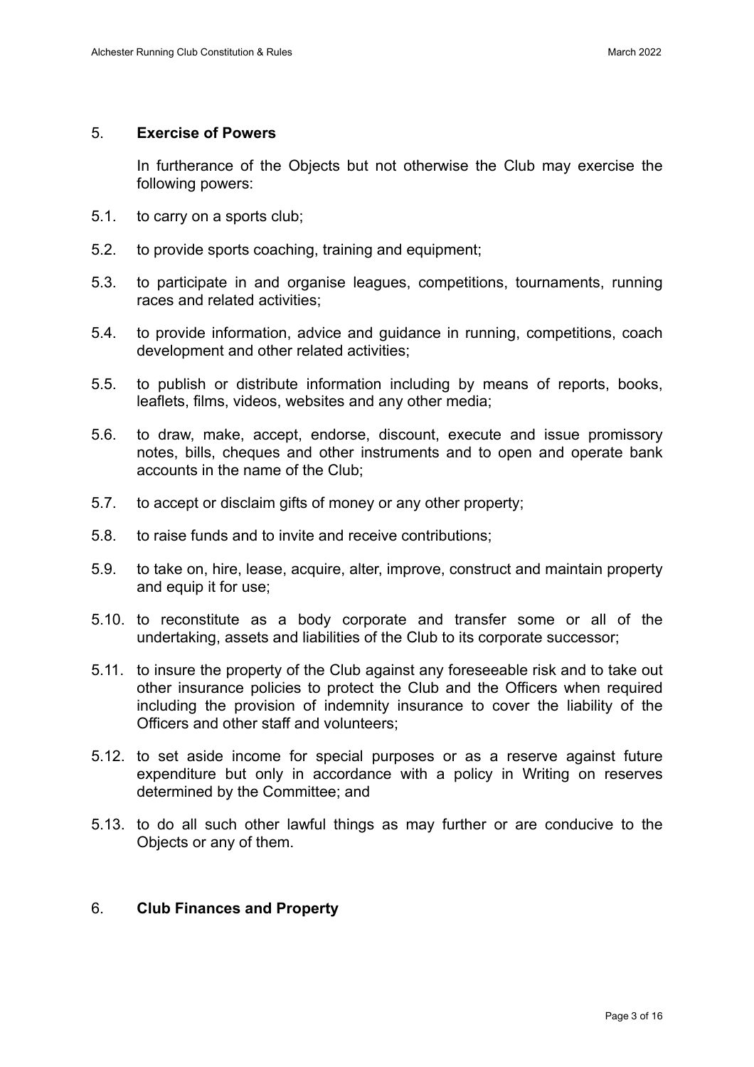## 5. **Exercise of Powers**

In furtherance of the Objects but not otherwise the Club may exercise the following powers:

5.1. to carry on a sports club;

5.2. to provide sports coaching, training and equipment;

5.3. to participate in and organise leagues, competitions, tournaments, running races and related activities;

5.4. to provide information, advice and guidance in running, competitions, coach development and other related activities;

5.5. to publish or distribute information including by means of reports, books, leaflets, films, videos, websites and any other media;

5.6. to draw, make, accept, endorse, discount, execute and issue promissory notes, bills, cheques and other instruments and to open and operate bank accounts in the name of the Club;

5.7. to accept or disclaim gifts of money or any other property;

5.8. to raise funds and to invite and receive contributions;

5.9. to take on, hire, lease, acquire, alter, improve, construct and maintain property and equip it for use;

5.10. to reconstitute as a body corporate and transfer some or all of the undertaking, assets and liabilities of the Club to its corporate successor;

5.11. to insure the property of the Club against any foreseeable risk and to take out other insurance policies to protect the Club and the Officers when required including the provision of indemnity insurance to cover the liability of the Officers and other staff and volunteers;

5.12. to set aside income for special purposes or as a reserve against future expenditure but only in accordance with a policy in Writing on reserves determined by the Committee; and

5.13. to do all such other lawful things as may further or are conducive to the Objects or any of them.

## 6. **Club Finances and Property**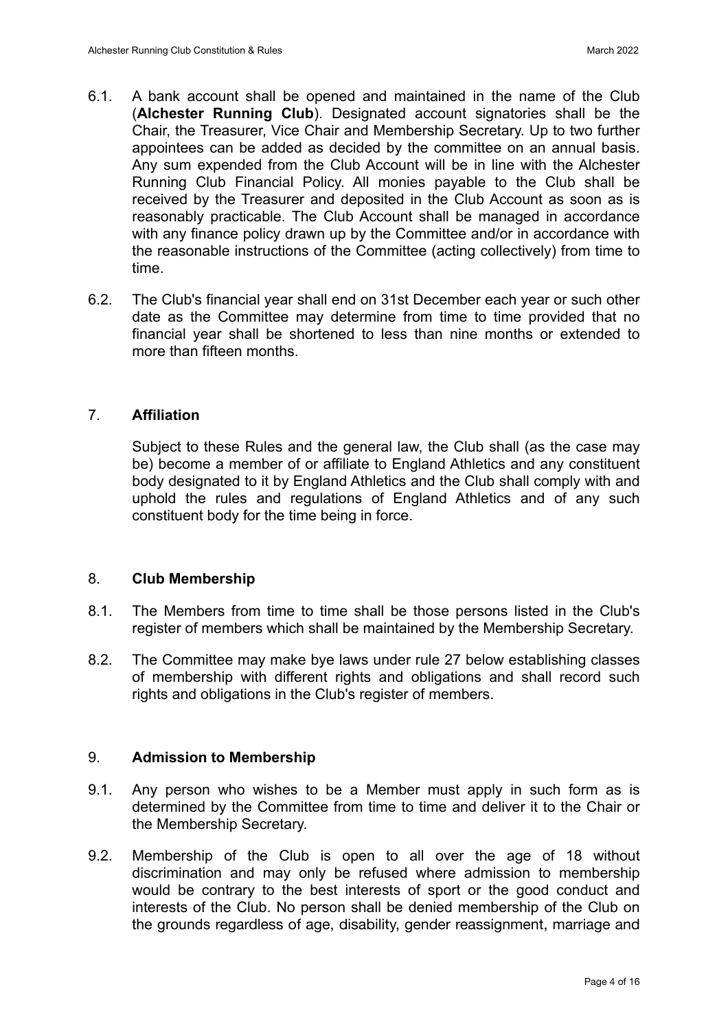6.1. A bank account shall be opened and maintained in the name of the Club (**Alchester Running Club**). Designated account signatories shall be the Chair, the Treasurer, Vice Chair and Membership Secretary. Up to two further appointees can be added as decided by the committee on an annual basis. Any sum expended from the Club Account will be in line with the Alchester Running Club Financial Policy. All monies payable to the Club shall be received by the Treasurer and deposited in the Club Account as soon as is reasonably practicable. The Club Account shall be managed in accordance with any finance policy drawn up by the Committee and/or in accordance with the reasonable instructions of the Committee (acting collectively) from time to time.

6.2. The Club's financial year shall end on 31st December each year or such other date as the Committee may determine from time to time provided that no financial year shall be shortened to less than nine months or extended to more than fifteen months.

## 7. Affiliation

Subject to these Rules and the general law, the Club shall (as the case may be) become a member of or affiliate to England Athletics and any constituent body designated to it by England Athletics and the Club shall comply with and uphold the rules and regulations of England Athletics and of any such constituent body for the time being in force.

## 8. Club Membership

8.1. The Members from time to time shall be those persons listed in the Club's register of members which shall be maintained by the Membership Secretary.

8.2. The Committee may make bye laws under rule 27 below establishing classes of membership with different rights and obligations and shall record such rights and obligations in the Club's register of members.

## 9. Admission to Membership

9.1. Any person who wishes to be a Member must apply in such form as is determined by the Committee from time to time and deliver it to the Chair or the Membership Secretary.

9.2. Membership of the Club is open to all over the age of 18 without discrimination and may only be refused where admission to membership would be contrary to the best interests of sport or the good conduct and interests of the Club. No person shall be denied membership of the Club on the grounds regardless of age, disability, gender reassignment, marriage and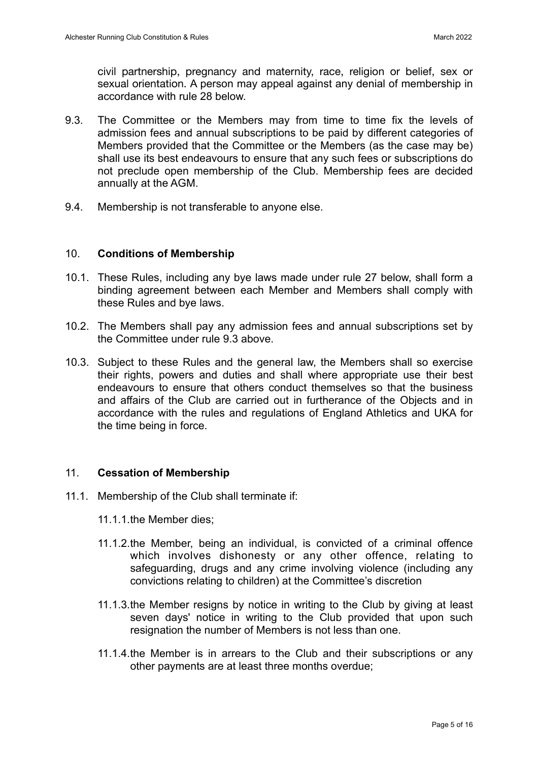civil partnership, pregnancy and maternity, race, religion or belief, sex or sexual orientation. A person may appeal against any denial of membership in accordance with rule 28 below.

9.3. The Committee or the Members may from time to time fix the levels of admission fees and annual subscriptions to be paid by different categories of Members provided that the Committee or the Members (as the case may be) shall use its best endeavours to ensure that any such fees or subscriptions do not preclude open membership of the Club. Membership fees are decided annually at the AGM.

9.4. Membership is not transferable to anyone else.

## 10. **Conditions of Membership**

10.1. These Rules, including any bye laws made under rule 27 below, shall form a binding agreement between each Member and Members shall comply with these Rules and bye laws.

10.2. The Members shall pay any admission fees and annual subscriptions set by the Committee under rule 9.3 above.

10.3. Subject to these Rules and the general law, the Members shall so exercise their rights, powers and duties and shall where appropriate use their best endeavours to ensure that others conduct themselves so that the business and affairs of the Club are carried out in furtherance of the Objects and in accordance with the rules and regulations of England Athletics and UKA for the time being in force.

## 11. **Cessation of Membership**

11.1. Membership of the Club shall terminate if:

11.1.1. the Member dies;

11.1.2. the Member, being an individual, is convicted of a criminal offence which involves dishonesty or any other offence, relating to safeguarding, drugs and any crime involving violence (including any convictions relating to children) at the Committee's discretion

11.1.3. the Member resigns by notice in writing to the Club by giving at least seven days' notice in writing to the Club provided that upon such resignation the number of Members is not less than one.

11.1.4. the Member is in arrears to the Club and their subscriptions or any other payments are at least three months overdue;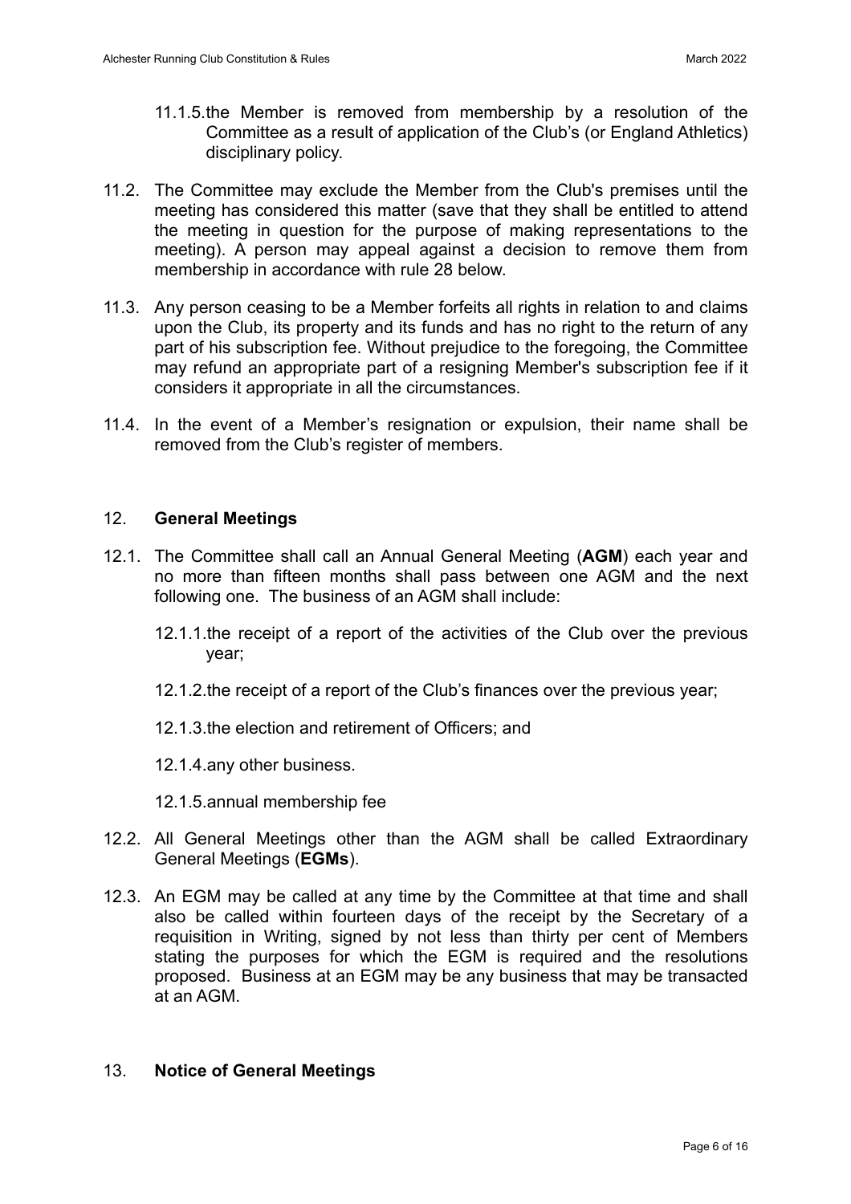11.1.5. the Member is removed from membership by a resolution of the Committee as a result of application of the Club's (or England Athletics) disciplinary policy.

11.2. The Committee may exclude the Member from the Club's premises until the meeting has considered this matter (save that they shall be entitled to attend the meeting in question for the purpose of making representations to the meeting). A person may appeal against a decision to remove them from membership in accordance with rule 28 below.

11.3. Any person ceasing to be a Member forfeits all rights in relation to and claims upon the Club, its property and its funds and has no right to the return of any part of his subscription fee. Without prejudice to the foregoing, the Committee may refund an appropriate part of a resigning Member's subscription fee if it considers it appropriate in all the circumstances.

11.4. In the event of a Member's resignation or expulsion, their name shall be removed from the Club's register of members.

## 12. General Meetings

12.1. The Committee shall call an Annual General Meeting (**AGM**) each year and no more than fifteen months shall pass between one AGM and the next following one. The business of an AGM shall include:

12.1.1. the receipt of a report of the activities of the Club over the previous year;

12.1.2. the receipt of a report of the Club's finances over the previous year;

12.1.3. the election and retirement of Officers; and

12.1.4. any other business.

12.1.5. annual membership fee

12.2. All General Meetings other than the AGM shall be called Extraordinary General Meetings (**EGMs**).

12.3. An EGM may be called at any time by the Committee at that time and shall also be called within fourteen days of the receipt by the Secretary of a requisition in Writing, signed by not less than thirty per cent of Members stating the purposes for which the EGM is required and the resolutions proposed. Business at an EGM may be any business that may be transacted at an AGM.

## 13. Notice of General Meetings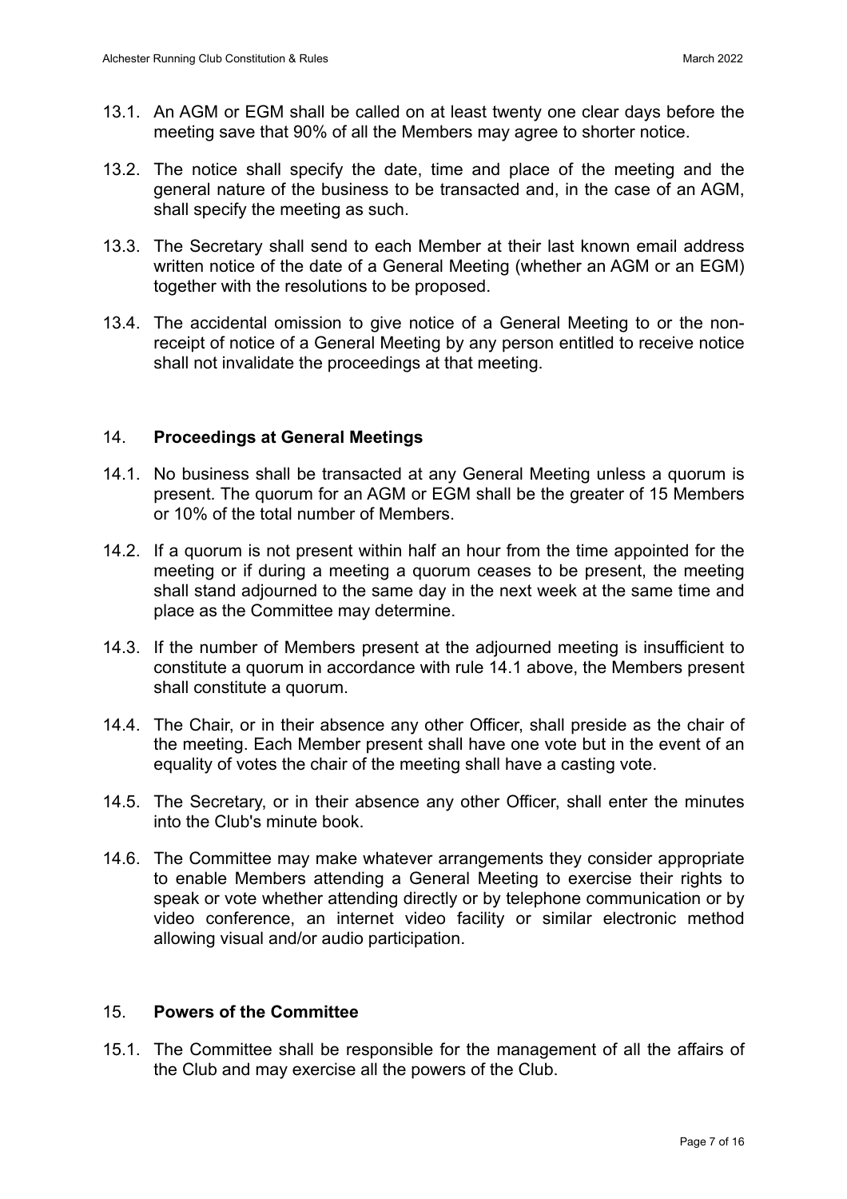13.1. An AGM or EGM shall be called on at least twenty one clear days before the meeting save that 90% of all the Members may agree to shorter notice.

13.2. The notice shall specify the date, time and place of the meeting and the general nature of the business to be transacted and, in the case of an AGM, shall specify the meeting as such.

13.3. The Secretary shall send to each Member at their last known email address written notice of the date of a General Meeting (whether an AGM or an EGM) together with the resolutions to be proposed.

13.4. The accidental omission to give notice of a General Meeting to or the non-receipt of notice of a General Meeting by any person entitled to receive notice shall not invalidate the proceedings at that meeting.

## 14. **Proceedings at General Meetings**

14.1. No business shall be transacted at any General Meeting unless a quorum is present. The quorum for an AGM or EGM shall be the greater of 15 Members or 10% of the total number of Members.

14.2. If a quorum is not present within half an hour from the time appointed for the meeting or if during a meeting a quorum ceases to be present, the meeting shall stand adjourned to the same day in the next week at the same time and place as the Committee may determine.

14.3. If the number of Members present at the adjourned meeting is insufficient to constitute a quorum in accordance with rule 14.1 above, the Members present shall constitute a quorum.

14.4. The Chair, or in their absence any other Officer, shall preside as the chair of the meeting. Each Member present shall have one vote but in the event of an equality of votes the chair of the meeting shall have a casting vote.

14.5. The Secretary, or in their absence any other Officer, shall enter the minutes into the Club's minute book.

14.6. The Committee may make whatever arrangements they consider appropriate to enable Members attending a General Meeting to exercise their rights to speak or vote whether attending directly or by telephone communication or by video conference, an internet video facility or similar electronic method allowing visual and/or audio participation.

## 15. **Powers of the Committee**

15.1. The Committee shall be responsible for the management of all the affairs of the Club and may exercise all the powers of the Club.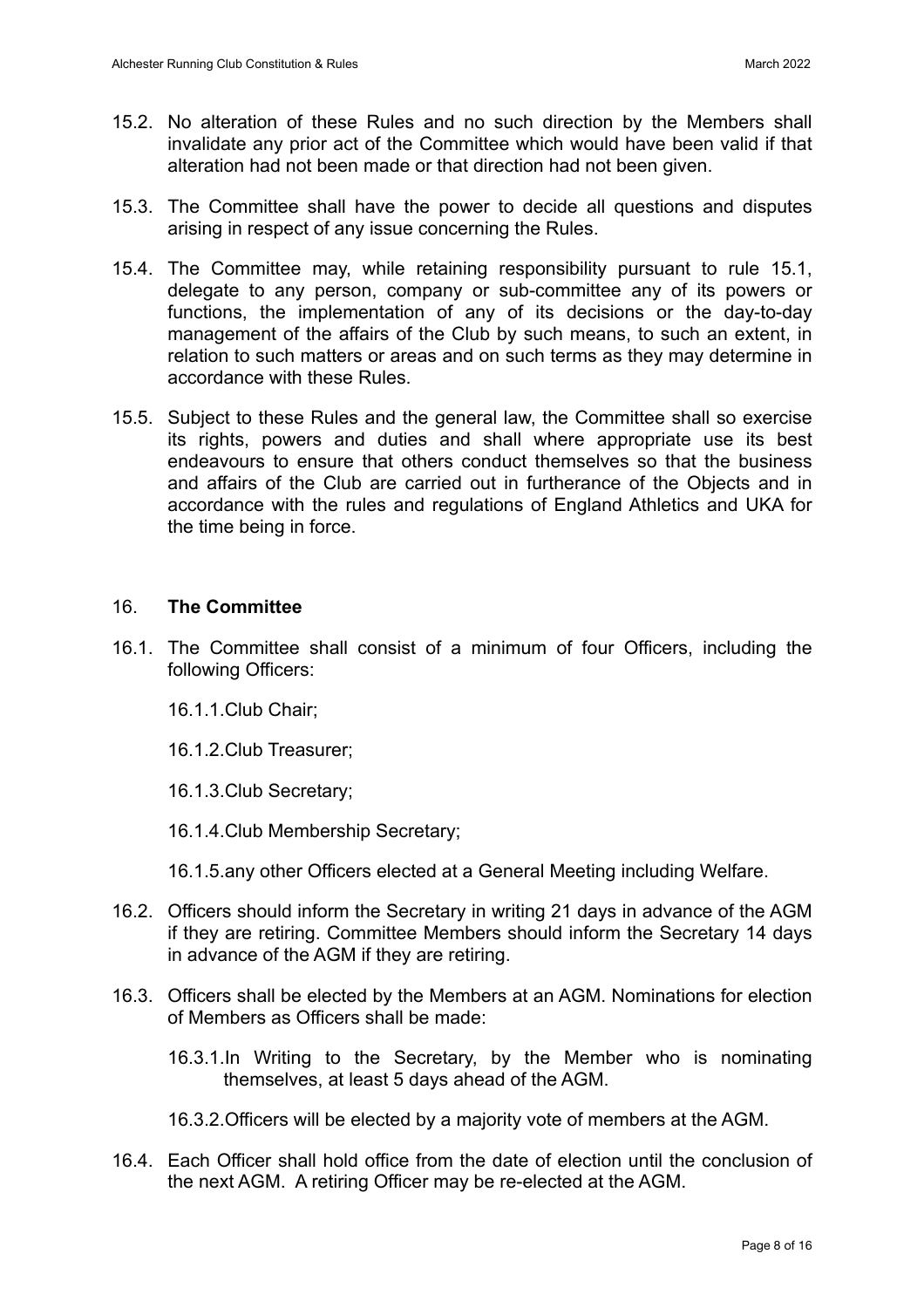15.2. No alteration of these Rules and no such direction by the Members shall invalidate any prior act of the Committee which would have been valid if that alteration had not been made or that direction had not been given.

15.3. The Committee shall have the power to decide all questions and disputes arising in respect of any issue concerning the Rules.

15.4. The Committee may, while retaining responsibility pursuant to rule 15.1, delegate to any person, company or sub-committee any of its powers or functions, the implementation of any of its decisions or the day-to-day management of the affairs of the Club by such means, to such an extent, in relation to such matters or areas and on such terms as they may determine in accordance with these Rules.

15.5. Subject to these Rules and the general law, the Committee shall so exercise its rights, powers and duties and shall where appropriate use its best endeavours to ensure that others conduct themselves so that the business and affairs of the Club are carried out in furtherance of the Objects and in accordance with the rules and regulations of England Athletics and UKA for the time being in force.

## 16. **The Committee**

16.1. The Committee shall consist of a minimum of four Officers, including the following Officers:

16.1.1. Club Chair;

16.1.2. Club Treasurer;

16.1.3. Club Secretary;

16.1.4. Club Membership Secretary;

16.1.5. any other Officers elected at a General Meeting including Welfare.

16.2. Officers should inform the Secretary in writing 21 days in advance of the AGM if they are retiring. Committee Members should inform the Secretary 14 days in advance of the AGM if they are retiring.

16.3. Officers shall be elected by the Members at an AGM. Nominations for election of Members as Officers shall be made:

16.3.1. In Writing to the Secretary, by the Member who is nominating themselves, at least 5 days ahead of the AGM.

16.3.2. Officers will be elected by a majority vote of members at the AGM.

16.4. Each Officer shall hold office from the date of election until the conclusion of the next AGM. A retiring Officer may be re-elected at the AGM.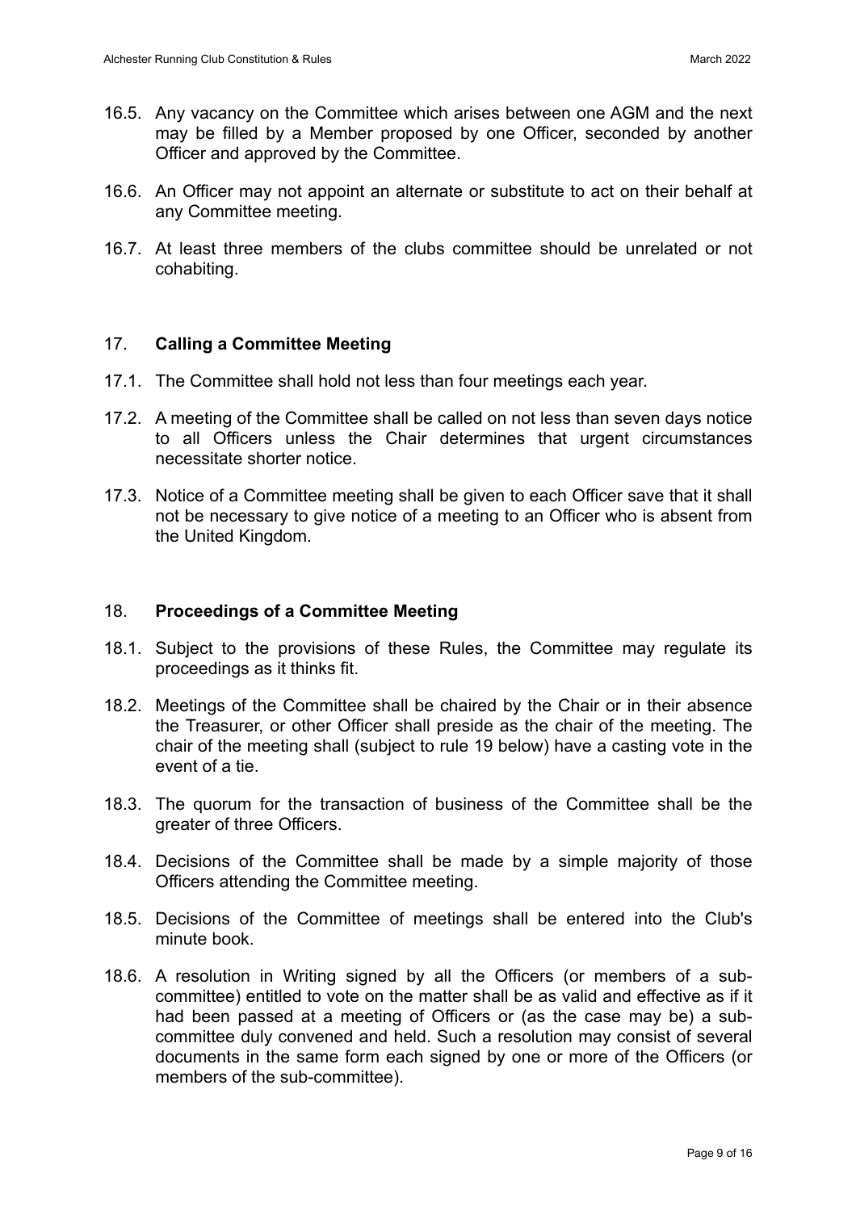16.5. Any vacancy on the Committee which arises between one AGM and the next may be filled by a Member proposed by one Officer, seconded by another Officer and approved by the Committee.

16.6. An Officer may not appoint an alternate or substitute to act on their behalf at any Committee meeting.

16.7. At least three members of the clubs committee should be unrelated or not cohabiting.

## 17. **Calling a Committee Meeting**

17.1. The Committee shall hold not less than four meetings each year.

17.2. A meeting of the Committee shall be called on not less than seven days notice to all Officers unless the Chair determines that urgent circumstances necessitate shorter notice.

17.3. Notice of a Committee meeting shall be given to each Officer save that it shall not be necessary to give notice of a meeting to an Officer who is absent from the United Kingdom.

## 18. **Proceedings of a Committee Meeting**

18.1. Subject to the provisions of these Rules, the Committee may regulate its proceedings as it thinks fit.

18.2. Meetings of the Committee shall be chaired by the Chair or in their absence the Treasurer, or other Officer shall preside as the chair of the meeting. The chair of the meeting shall (subject to rule 19 below) have a casting vote in the event of a tie.

18.3. The quorum for the transaction of business of the Committee shall be the greater of three Officers.

18.4. Decisions of the Committee shall be made by a simple majority of those Officers attending the Committee meeting.

18.5. Decisions of the Committee of meetings shall be entered into the Club's minute book.

18.6. A resolution in Writing signed by all the Officers (or members of a sub-committee) entitled to vote on the matter shall be as valid and effective as if it had been passed at a meeting of Officers or (as the case may be) a sub-committee duly convened and held. Such a resolution may consist of several documents in the same form each signed by one or more of the Officers (or members of the sub-committee).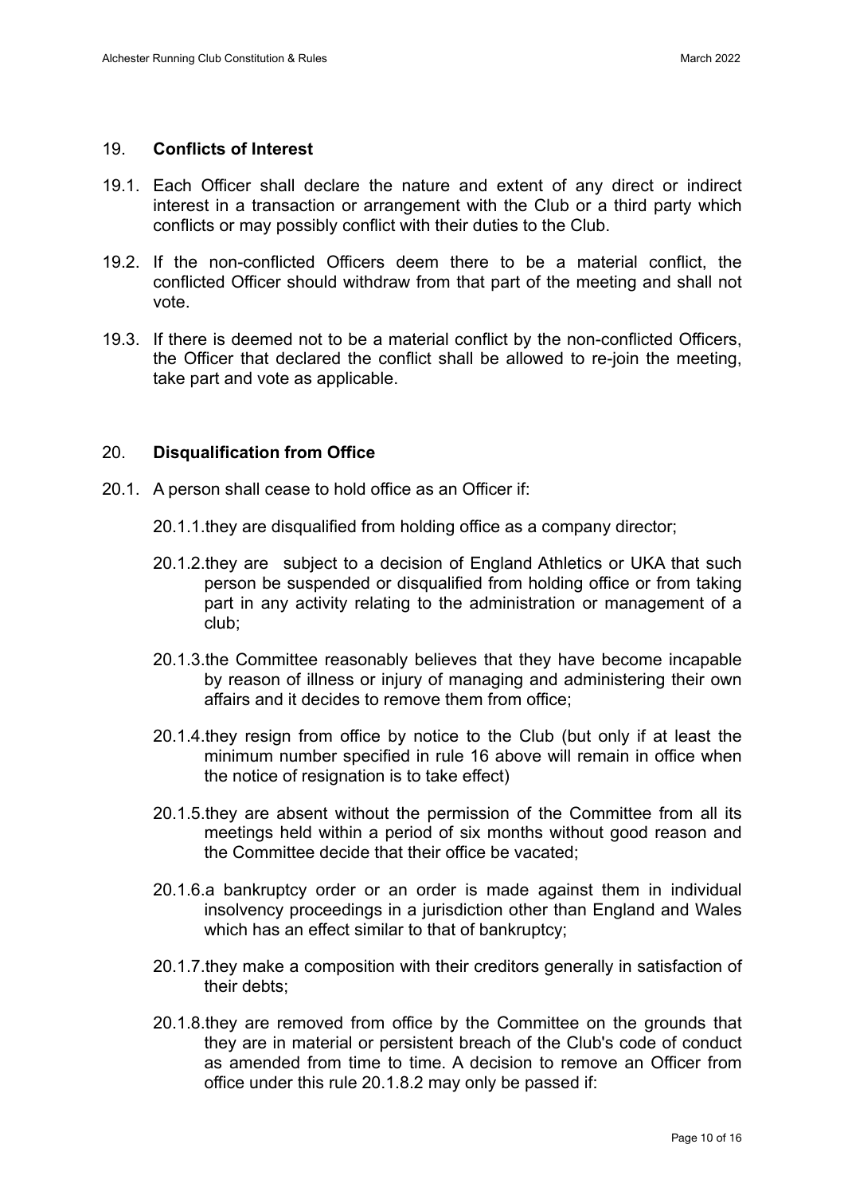## 19. **Conflicts of Interest**

19.1. Each Officer shall declare the nature and extent of any direct or indirect interest in a transaction or arrangement with the Club or a third party which conflicts or may possibly conflict with their duties to the Club.

19.2. If the non-conflicted Officers deem there to be a material conflict, the conflicted Officer should withdraw from that part of the meeting and shall not vote.

19.3. If there is deemed not to be a material conflict by the non-conflicted Officers, the Officer that declared the conflict shall be allowed to re-join the meeting, take part and vote as applicable.

## 20. **Disqualification from Office**

20.1. A person shall cease to hold office as an Officer if:

20.1.1. they are disqualified from holding office as a company director;

20.1.2. they are subject to a decision of England Athletics or UKA that such person be suspended or disqualified from holding office or from taking part in any activity relating to the administration or management of a club;

20.1.3. the Committee reasonably believes that they have become incapable by reason of illness or injury of managing and administering their own affairs and it decides to remove them from office;

20.1.4. they resign from office by notice to the Club (but only if at least the minimum number specified in rule 16 above will remain in office when the notice of resignation is to take effect)

20.1.5. they are absent without the permission of the Committee from all its meetings held within a period of six months without good reason and the Committee decide that their office be vacated;

20.1.6. a bankruptcy order or an order is made against them in individual insolvency proceedings in a jurisdiction other than England and Wales which has an effect similar to that of bankruptcy;

20.1.7. they make a composition with their creditors generally in satisfaction of their debts;

20.1.8. they are removed from office by the Committee on the grounds that they are in material or persistent breach of the Club's code of conduct as amended from time to time. A decision to remove an Officer from office under this rule 20.1.8.2 may only be passed if: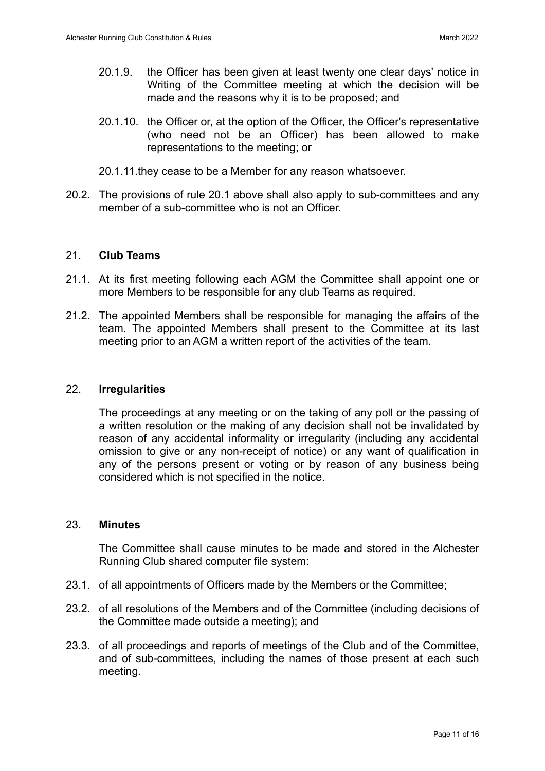20.1.9. the Officer has been given at least twenty one clear days' notice in Writing of the Committee meeting at which the decision will be made and the reasons why it is to be proposed; and

20.1.10. the Officer or, at the option of the Officer, the Officer's representative (who need not be an Officer) has been allowed to make representations to the meeting; or

20.1.11. they cease to be a Member for any reason whatsoever.

20.2. The provisions of rule 20.1 above shall also apply to sub-committees and any member of a sub-committee who is not an Officer.

## 21. **Club Teams**

21.1. At its first meeting following each AGM the Committee shall appoint one or more Members to be responsible for any club Teams as required.

21.2. The appointed Members shall be responsible for managing the affairs of the team. The appointed Members shall present to the Committee at its last meeting prior to an AGM a written report of the activities of the team.

## 22. **Irregularities**

The proceedings at any meeting or on the taking of any poll or the passing of a written resolution or the making of any decision shall not be invalidated by reason of any accidental informality or irregularity (including any accidental omission to give or any non-receipt of notice) or any want of qualification in any of the persons present or voting or by reason of any business being considered which is not specified in the notice.

## 23. **Minutes**

The Committee shall cause minutes to be made and stored in the Alchester Running Club shared computer file system:

23.1. of all appointments of Officers made by the Members or the Committee;

23.2. of all resolutions of the Members and of the Committee (including decisions of the Committee made outside a meeting); and

23.3. of all proceedings and reports of meetings of the Club and of the Committee, and of sub-committees, including the names of those present at each such meeting.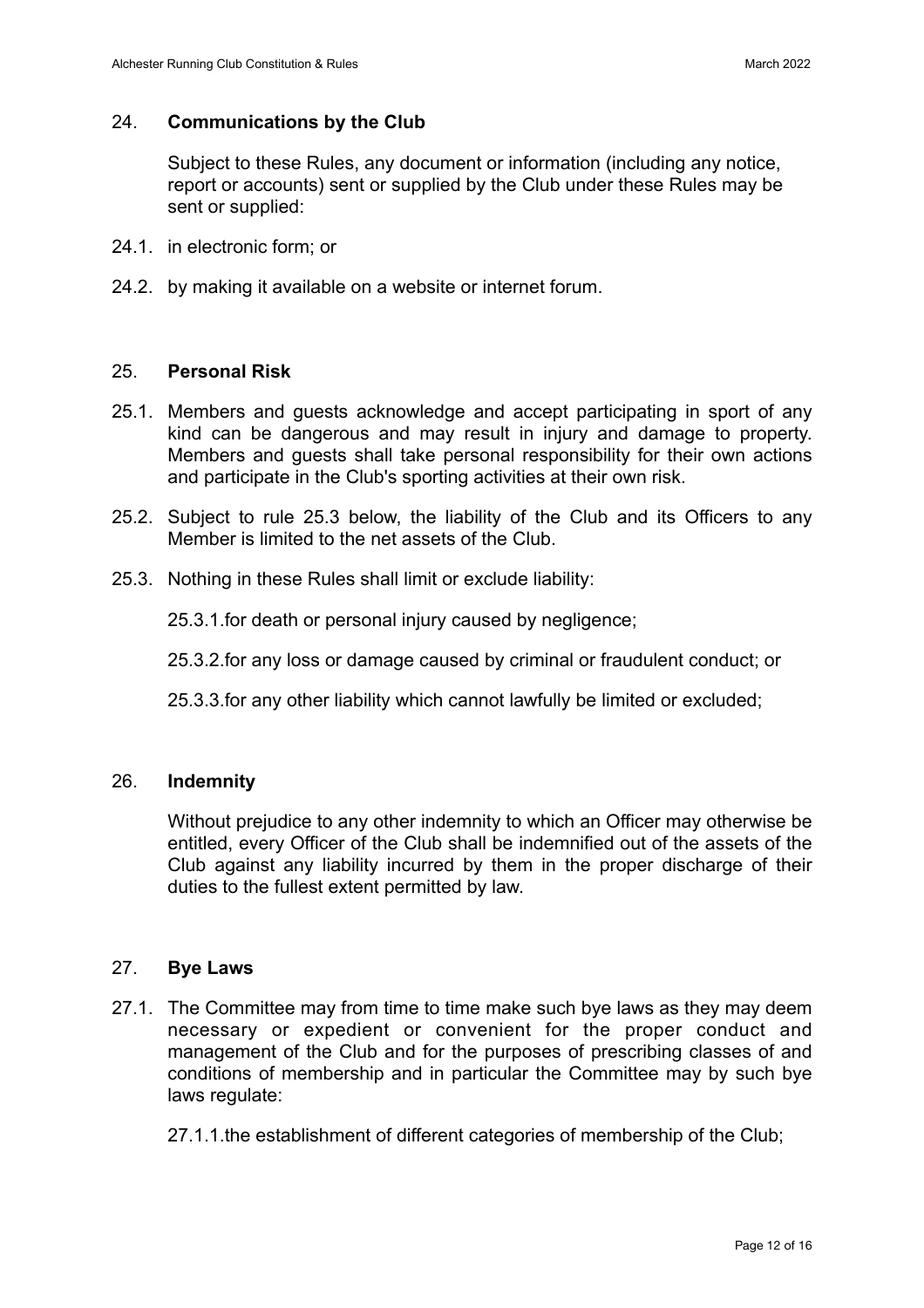## 24. **Communications by the Club**

Subject to these Rules, any document or information (including any notice, report or accounts) sent or supplied by the Club under these Rules may be sent or supplied:

24.1. in electronic form; or

24.2. by making it available on a website or internet forum.

## 25. **Personal Risk**

25.1. Members and guests acknowledge and accept participating in sport of any kind can be dangerous and may result in injury and damage to property. Members and guests shall take personal responsibility for their own actions and participate in the Club's sporting activities at their own risk.

25.2. Subject to rule 25.3 below, the liability of the Club and its Officers to any Member is limited to the net assets of the Club.

25.3. Nothing in these Rules shall limit or exclude liability:

25.3.1. for death or personal injury caused by negligence;

25.3.2. for any loss or damage caused by criminal or fraudulent conduct; or

25.3.3. for any other liability which cannot lawfully be limited or excluded;

## 26. **Indemnity**

Without prejudice to any other indemnity to which an Officer may otherwise be entitled, every Officer of the Club shall be indemnified out of the assets of the Club against any liability incurred by them in the proper discharge of their duties to the fullest extent permitted by law.

## 27. **Bye Laws**

27.1. The Committee may from time to time make such bye laws as they may deem necessary or expedient or convenient for the proper conduct and management of the Club and for the purposes of prescribing classes of and conditions of membership and in particular the Committee may by such bye laws regulate:

27.1.1. the establishment of different categories of membership of the Club;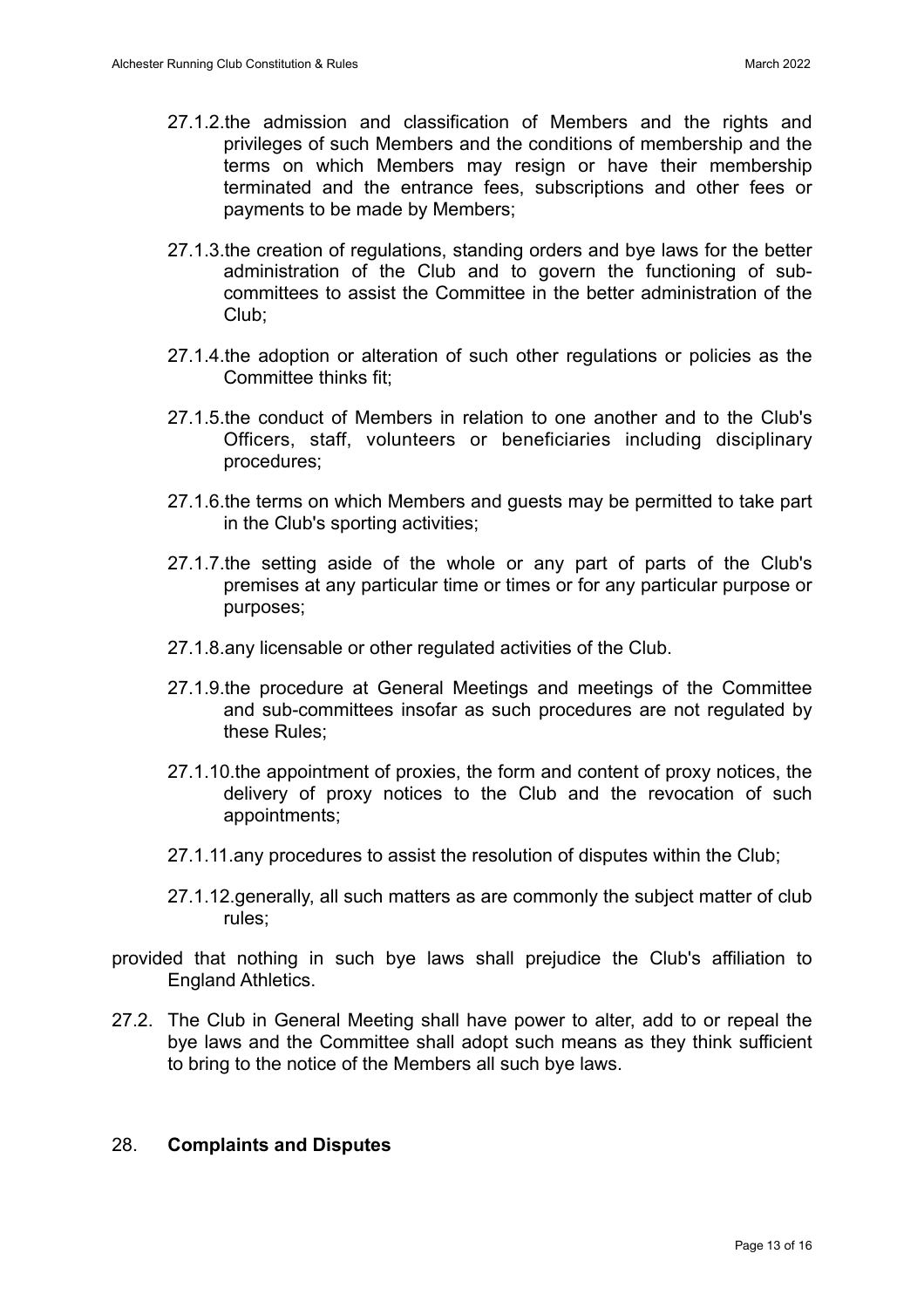27.1.2. the admission and classification of Members and the rights and privileges of such Members and the conditions of membership and the terms on which Members may resign or have their membership terminated and the entrance fees, subscriptions and other fees or payments to be made by Members;

27.1.3. the creation of regulations, standing orders and bye laws for the better administration of the Club and to govern the functioning of sub-committees to assist the Committee in the better administration of the Club;

27.1.4. the adoption or alteration of such other regulations or policies as the Committee thinks fit;

27.1.5. the conduct of Members in relation to one another and to the Club's Officers, staff, volunteers or beneficiaries including disciplinary procedures;

27.1.6. the terms on which Members and guests may be permitted to take part in the Club's sporting activities;

27.1.7. the setting aside of the whole or any part of parts of the Club's premises at any particular time or times or for any particular purpose or purposes;

27.1.8. any licensable or other regulated activities of the Club.

27.1.9. the procedure at General Meetings and meetings of the Committee and sub-committees insofar as such procedures are not regulated by these Rules;

27.1.10. the appointment of proxies, the form and content of proxy notices, the delivery of proxy notices to the Club and the revocation of such appointments;

27.1.11. any procedures to assist the resolution of disputes within the Club;

27.1.12. generally, all such matters as are commonly the subject matter of club rules;

provided that nothing in such bye laws shall prejudice the Club's affiliation to England Athletics.

27.2. The Club in General Meeting shall have power to alter, add to or repeal the bye laws and the Committee shall adopt such means as they think sufficient to bring to the notice of the Members all such bye laws.

## 28. **Complaints and Disputes**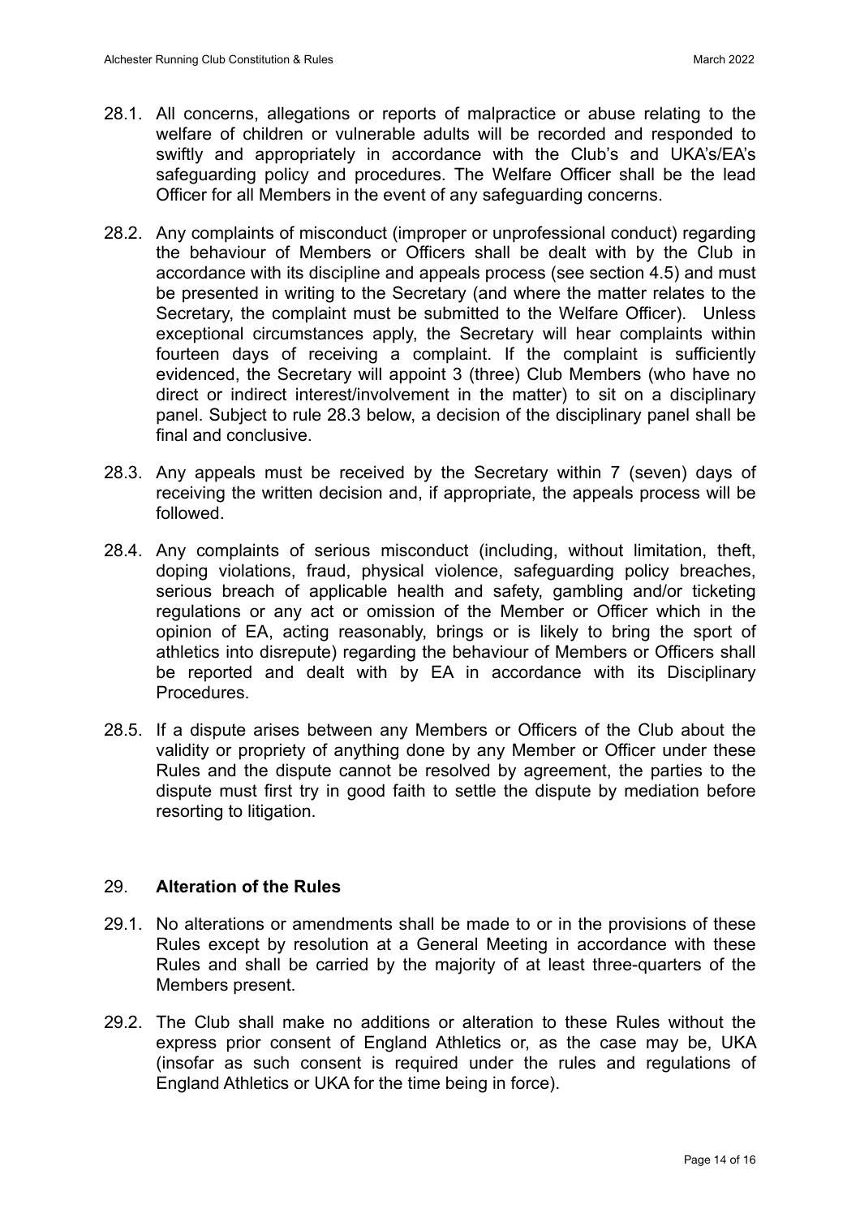28.1. All concerns, allegations or reports of malpractice or abuse relating to the welfare of children or vulnerable adults will be recorded and responded to swiftly and appropriately in accordance with the Club's and UKA's/EA's safeguarding policy and procedures. The Welfare Officer shall be the lead Officer for all Members in the event of any safeguarding concerns.

28.2. Any complaints of misconduct (improper or unprofessional conduct) regarding the behaviour of Members or Officers shall be dealt with by the Club in accordance with its discipline and appeals process (see section 4.5) and must be presented in writing to the Secretary (and where the matter relates to the Secretary, the complaint must be submitted to the Welfare Officer). Unless exceptional circumstances apply, the Secretary will hear complaints within fourteen days of receiving a complaint. If the complaint is sufficiently evidenced, the Secretary will appoint 3 (three) Club Members (who have no direct or indirect interest/involvement in the matter) to sit on a disciplinary panel. Subject to rule 28.3 below, a decision of the disciplinary panel shall be final and conclusive.

28.3. Any appeals must be received by the Secretary within 7 (seven) days of receiving the written decision and, if appropriate, the appeals process will be followed.

28.4. Any complaints of serious misconduct (including, without limitation, theft, doping violations, fraud, physical violence, safeguarding policy breaches, serious breach of applicable health and safety, gambling and/or ticketing regulations or any act or omission of the Member or Officer which in the opinion of EA, acting reasonably, brings or is likely to bring the sport of athletics into disrepute) regarding the behaviour of Members or Officers shall be reported and dealt with by EA in accordance with its Disciplinary Procedures.

28.5. If a dispute arises between any Members or Officers of the Club about the validity or propriety of anything done by any Member or Officer under these Rules and the dispute cannot be resolved by agreement, the parties to the dispute must first try in good faith to settle the dispute by mediation before resorting to litigation.

## 29. **Alteration of the Rules**

29.1. No alterations or amendments shall be made to or in the provisions of these Rules except by resolution at a General Meeting in accordance with these Rules and shall be carried by the majority of at least three-quarters of the Members present.

29.2. The Club shall make no additions or alteration to these Rules without the express prior consent of England Athletics or, as the case may be, UKA (insofar as such consent is required under the rules and regulations of England Athletics or UKA for the time being in force).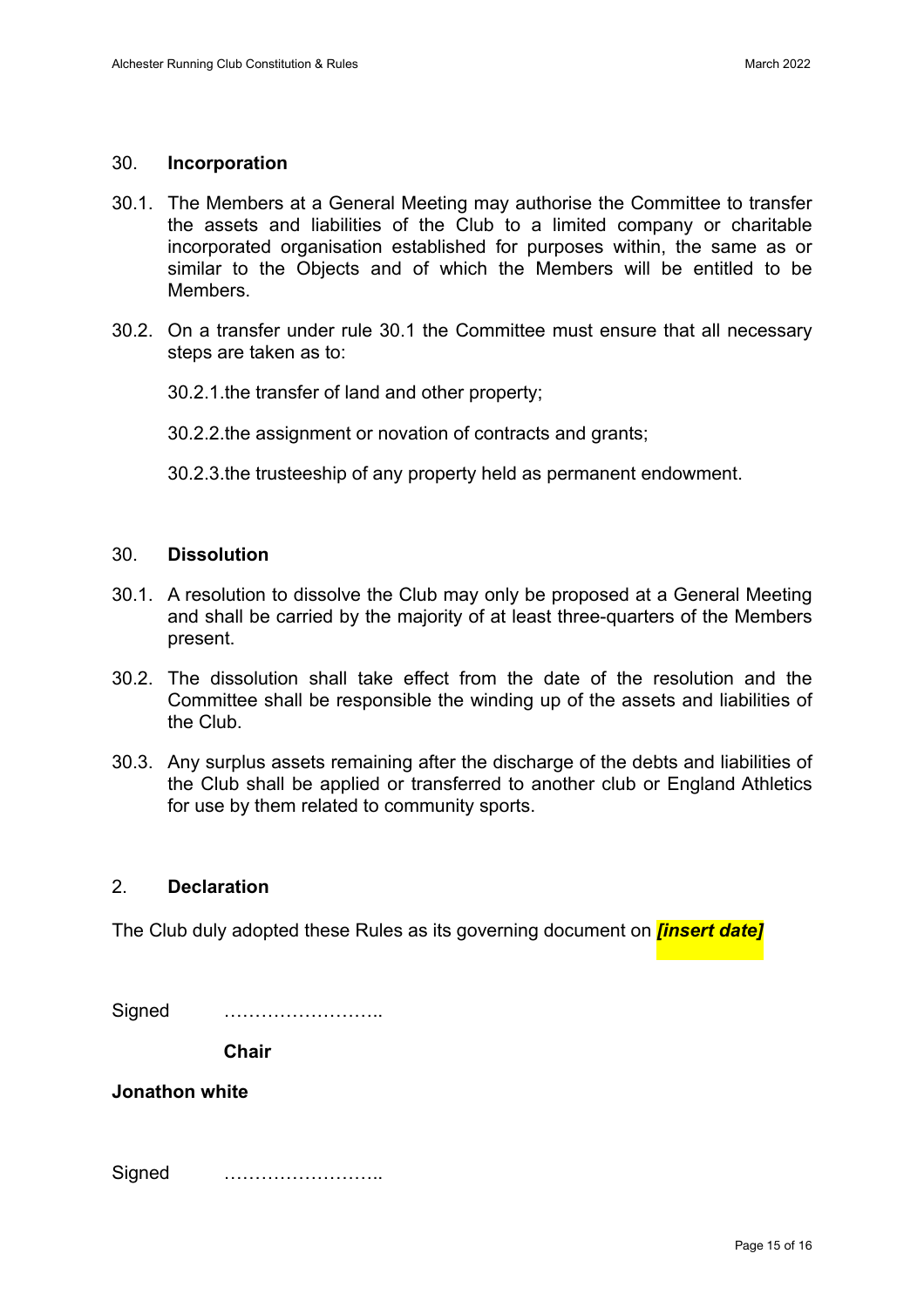## 30. **Incorporation**

30.1. The Members at a General Meeting may authorise the Committee to transfer the assets and liabilities of the Club to a limited company or charitable incorporated organisation established for purposes within, the same as or similar to the Objects and of which the Members will be entitled to be Members.

30.2. On a transfer under rule 30.1 the Committee must ensure that all necessary steps are taken as to:

30.2.1. the transfer of land and other property;

30.2.2. the assignment or novation of contracts and grants;

30.2.3. the trusteeship of any property held as permanent endowment.

## 30. **Dissolution**

30.1. A resolution to dissolve the Club may only be proposed at a General Meeting and shall be carried by the majority of at least three-quarters of the Members present.

30.2. The dissolution shall take effect from the date of the resolution and the Committee shall be responsible the winding up of the assets and liabilities of the Club.

30.3. Any surplus assets remaining after the discharge of the debts and liabilities of the Club shall be applied or transferred to another club or England Athletics for use by them related to community sports.

## 2. **Declaration**

The Club duly adopted these Rules as its governing document on ***[insert date]***

Signed ……………………..

**Chair**

**Jonathon white**

Signed ……………………..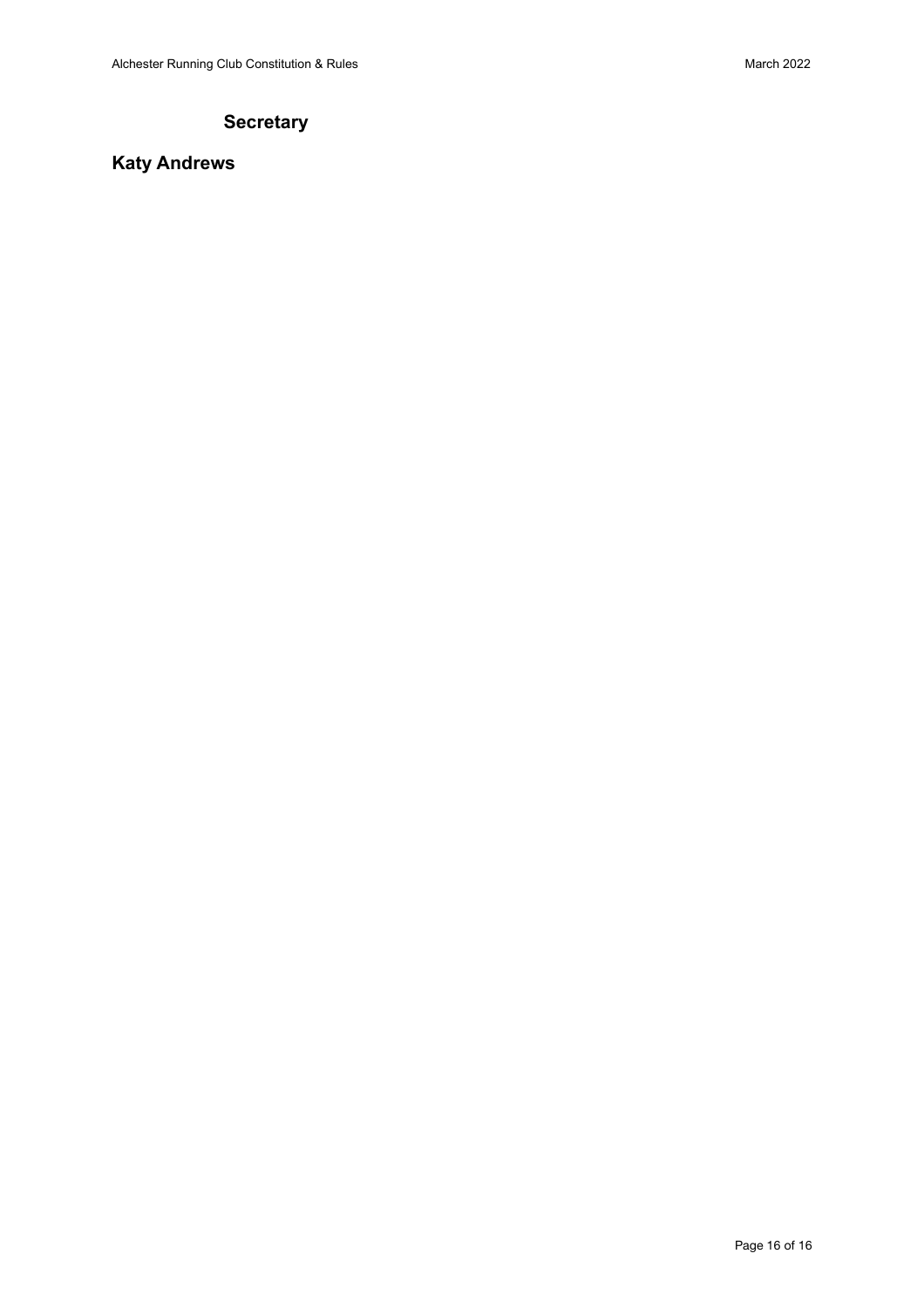**Secretary**

**Katy Andrews**